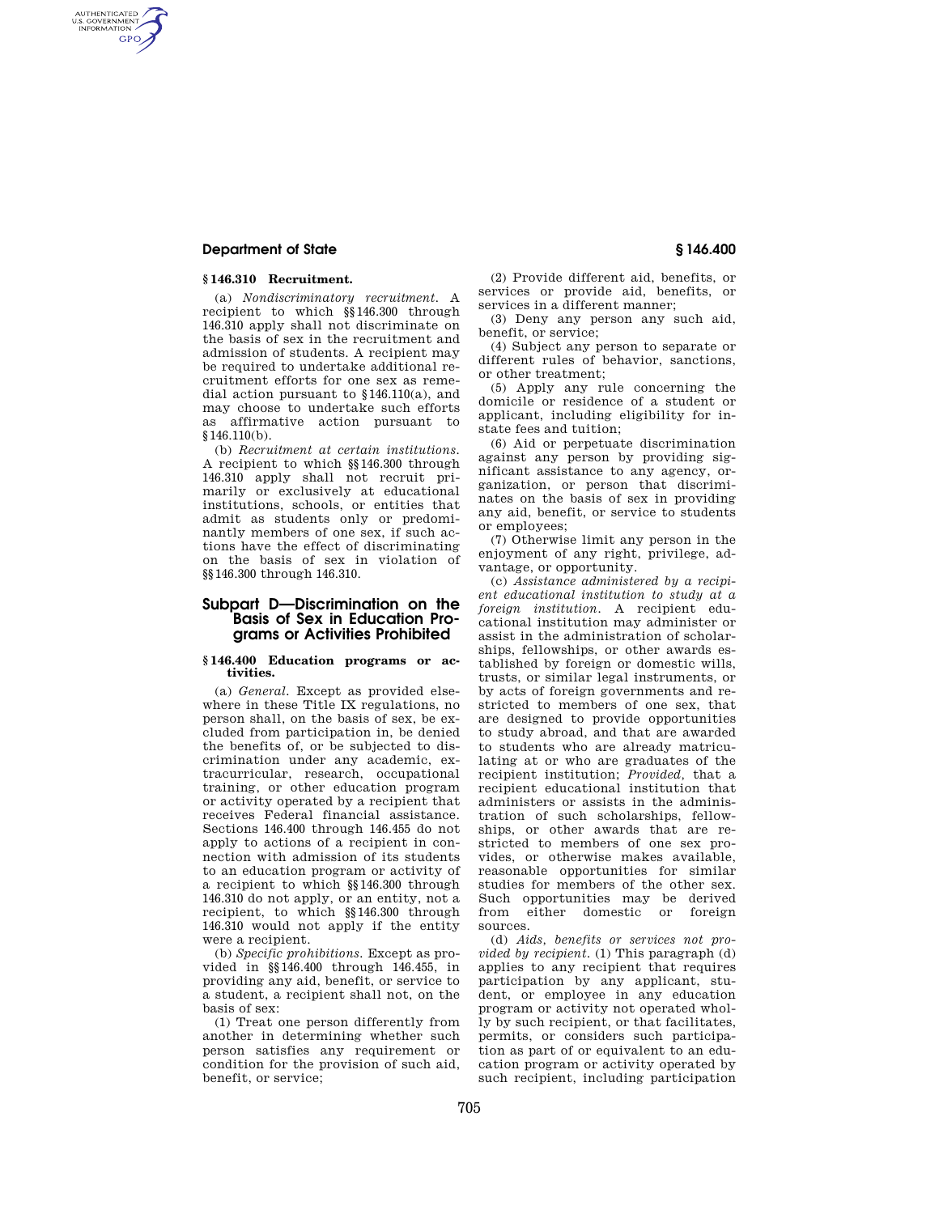### § 146.310 Recruitment.

(a) *Nondiscriminatory recruitment.* A recipient to which §§ 146.300 through 146.310 apply shall not discriminate on the basis of sex in the recruitment and admission of students. A recipient may be required to undertake additional recruitment efforts for one sex as remedial action pursuant to § 146.110(a), and may choose to undertake such efforts as affirmative action pursuant to § 146.110(b).

(b) *Recruitment at certain institutions.* A recipient to which §§ 146.300 through 146.310 apply shall not recruit primarily or exclusively at educational institutions, schools, or entities that admit as students only or predominantly members of one sex, if such actions have the effect of discriminating on the basis of sex in violation of §§ 146.300 through 146.310.

## Subpart D—Discrimination on the Basis of Sex in Education Programs or Activities Prohibited

### § 146.400 Education programs or activities.

(a) *General.* Except as provided elsewhere in these Title IX regulations, no person shall, on the basis of sex, be excluded from participation in, be denied the benefits of, or be subjected to discrimination under any academic, extracurricular, research, occupational training, or other education program or activity operated by a recipient that receives Federal financial assistance. Sections 146.400 through 146.455 do not apply to actions of a recipient in connection with admission of its students to an education program or activity of a recipient to which §§ 146.300 through 146.310 do not apply, or an entity, not a recipient, to which §§ 146.300 through 146.310 would not apply if the entity were a recipient.

(b) *Specific prohibitions.* Except as provided in §§ 146.400 through 146.455, in providing any aid, benefit, or service to a student, a recipient shall not, on the basis of sex:

(1) Treat one person differently from another in determining whether such person satisfies any requirement or condition for the provision of such aid, benefit, or service;

(2) Provide different aid, benefits, or services or provide aid, benefits, or services in a different manner;

(3) Deny any person any such aid, benefit, or service;

(4) Subject any person to separate or different rules of behavior, sanctions, or other treatment;

(5) Apply any rule concerning the domicile or residence of a student or applicant, including eligibility for in-state fees and tuition;

(6) Aid or perpetuate discrimination against any person by providing significant assistance to any agency, organization, or person that discriminates on the basis of sex in providing any aid, benefit, or service to students or employees;

(7) Otherwise limit any person in the enjoyment of any right, privilege, advantage, or opportunity.

(c) *Assistance administered by a recipient educational institution to study at a foreign institution.* A recipient educational institution may administer or assist in the administration of scholarships, fellowships, or other awards established by foreign or domestic wills, trusts, or similar legal instruments, or by acts of foreign governments and restricted to members of one sex, that are designed to provide opportunities to study abroad, and that are awarded to students who are already matriculating at or who are graduates of the recipient institution; *Provided,* that a recipient educational institution that administers or assists in the administration of such scholarships, fellowships, or other awards that are restricted to members of one sex provides, or otherwise makes available, reasonable opportunities for similar studies for members of the other sex. Such opportunities may be derived from either domestic or foreign sources.

(d) *Aids, benefits or services not provided by recipient.* (1) This paragraph (d) applies to any recipient that requires participation by any applicant, student, or employee in any education program or activity not operated wholly by such recipient, or that facilitates, permits, or considers such participation as part of or equivalent to an education program or activity operated by such recipient, including participation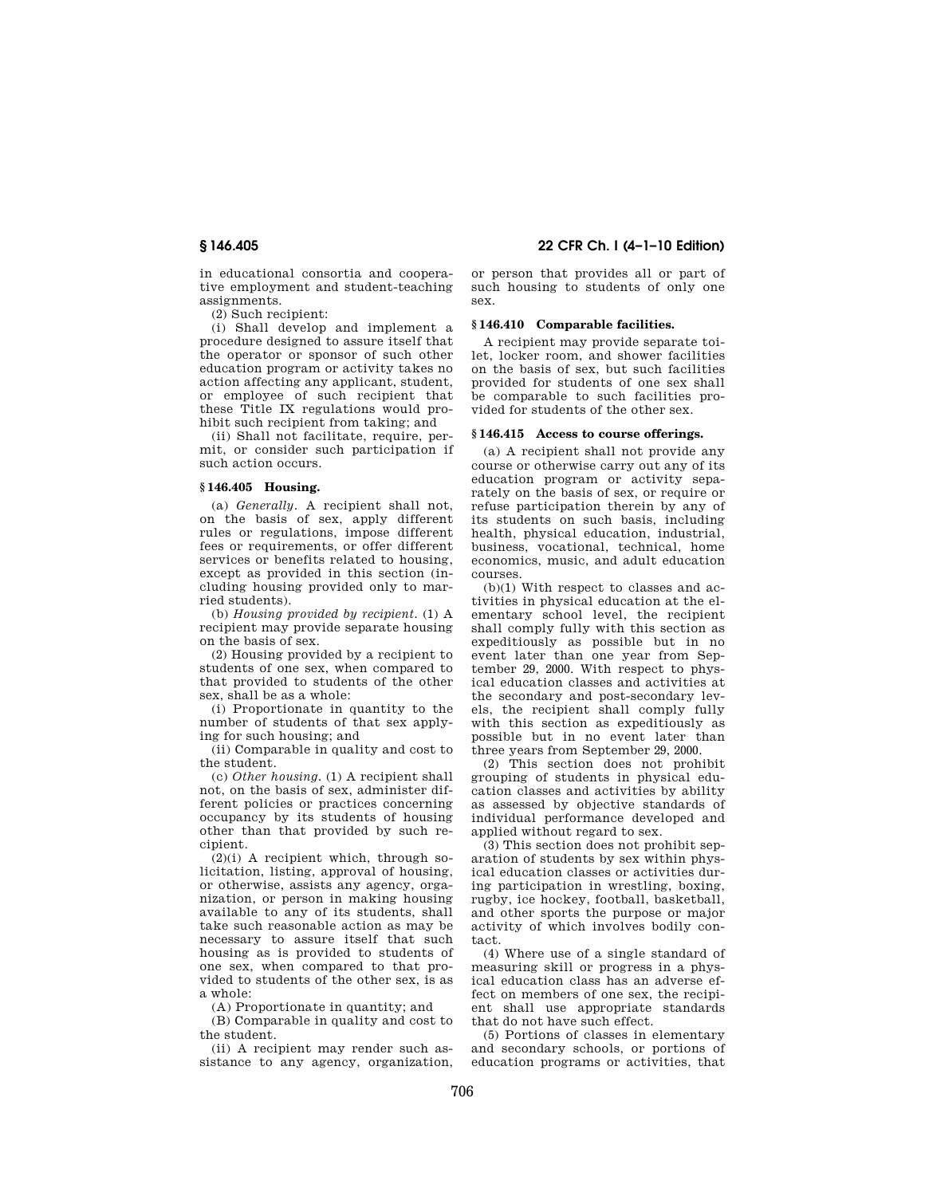in educational consortia and cooperative employment and student-teaching assignments.

(2) Such recipient:

(i) Shall develop and implement a procedure designed to assure itself that the operator or sponsor of such other education program or activity takes no action affecting any applicant, student, or employee of such recipient that these Title IX regulations would prohibit such recipient from taking; and

(ii) Shall not facilitate, require, permit, or consider such participation if such action occurs.

### § 146.405 Housing.

(a) *Generally.* A recipient shall not, on the basis of sex, apply different rules or regulations, impose different fees or requirements, or offer different services or benefits related to housing, except as provided in this section (including housing provided only to married students).

(b) *Housing provided by recipient.* (1) A recipient may provide separate housing on the basis of sex.

(2) Housing provided by a recipient to students of one sex, when compared to that provided to students of the other sex, shall be as a whole:

(i) Proportionate in quantity to the number of students of that sex applying for such housing; and

(ii) Comparable in quality and cost to the student.

(c) *Other housing.* (1) A recipient shall not, on the basis of sex, administer different policies or practices concerning occupancy by its students of housing other than that provided by such recipient.

(2)(i) A recipient which, through solicitation, listing, approval of housing, or otherwise, assists any agency, organization, or person in making housing available to any of its students, shall take such reasonable action as may be necessary to assure itself that such housing as is provided to students of one sex, when compared to that provided to students of the other sex, is as a whole:

(A) Proportionate in quantity; and

(B) Comparable in quality and cost to the student.

(ii) A recipient may render such assistance to any agency, organization, or person that provides all or part of such housing to students of only one sex.

### § 146.410 Comparable facilities.

A recipient may provide separate toilet, locker room, and shower facilities on the basis of sex, but such facilities provided for students of one sex shall be comparable to such facilities provided for students of the other sex.

### § 146.415 Access to course offerings.

(a) A recipient shall not provide any course or otherwise carry out any of its education program or activity separately on the basis of sex, or require or refuse participation therein by any of its students on such basis, including health, physical education, industrial, business, vocational, technical, home economics, music, and adult education courses.

(b)(1) With respect to classes and activities in physical education at the elementary school level, the recipient shall comply fully with this section as expeditiously as possible but in no event later than one year from September 29, 2000. With respect to physical education classes and activities at the secondary and post-secondary levels, the recipient shall comply fully with this section as expeditiously as possible but in no event later than three years from September 29, 2000.

(2) This section does not prohibit grouping of students in physical education classes and activities by ability as assessed by objective standards of individual performance developed and applied without regard to sex.

(3) This section does not prohibit separation of students by sex within physical education classes or activities during participation in wrestling, boxing, rugby, ice hockey, football, basketball, and other sports the purpose or major activity of which involves bodily contact.

(4) Where use of a single standard of measuring skill or progress in a physical education class has an adverse effect on members of one sex, the recipient shall use appropriate standards that do not have such effect.

(5) Portions of classes in elementary and secondary schools, or portions of education programs or activities, that